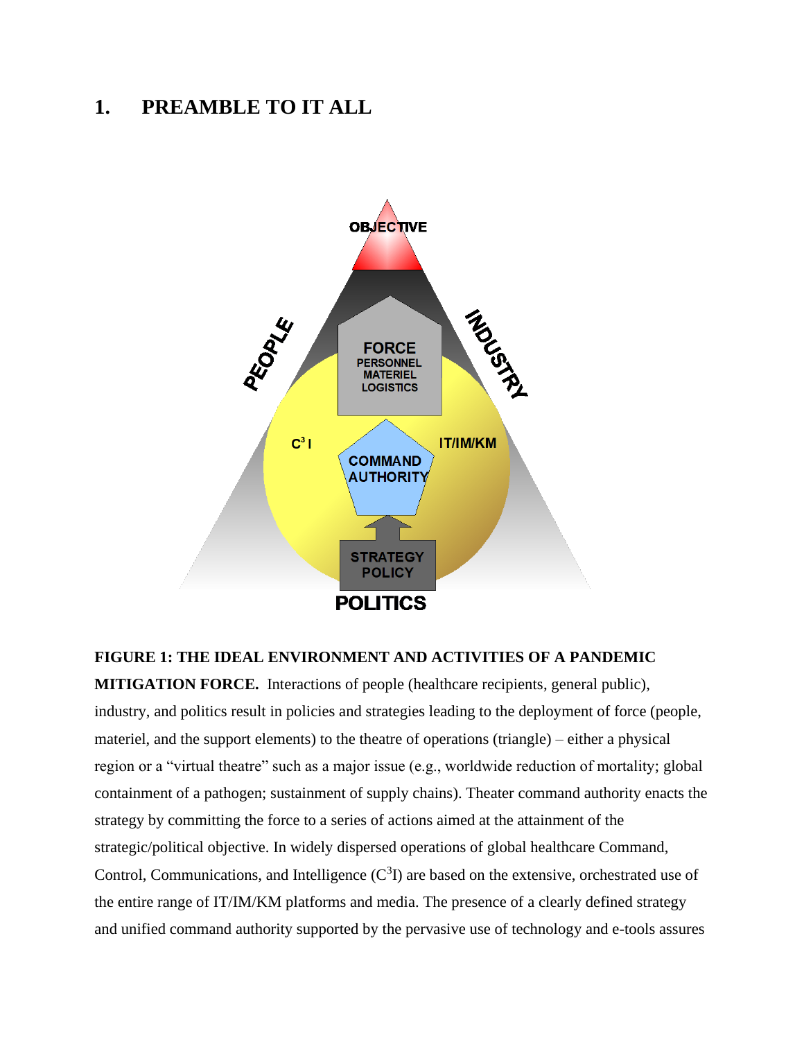# 1. PREAMBLE TO IT ALL

**FIGURE 1: THE IDEAL ENVIRONMENT AND ACTIVITIES OF A PANDEMIC MITIGATION FORCE.** Interactions of people (healthcare recipients, general public), industry, and politics result in policies and strategies leading to the deployment of force (people, materiel, and the support elements) to the theatre of operations (triangle) – either a physical region or a "virtual theatre" such as a major issue (e.g., worldwide reduction of mortality; global containment of a pathogen; sustainment of supply chains). Theater command authority enacts the strategy by committing the force to a series of actions aimed at the attainment of the strategic/political objective. In widely dispersed operations of global healthcare Command, Control, Communications, and Intelligence ($C^3I$) are based on the extensive, orchestrated use of the entire range of IT/IM/KM platforms and media. The presence of a clearly defined strategy and unified command authority supported by the pervasive use of technology and e-tools assures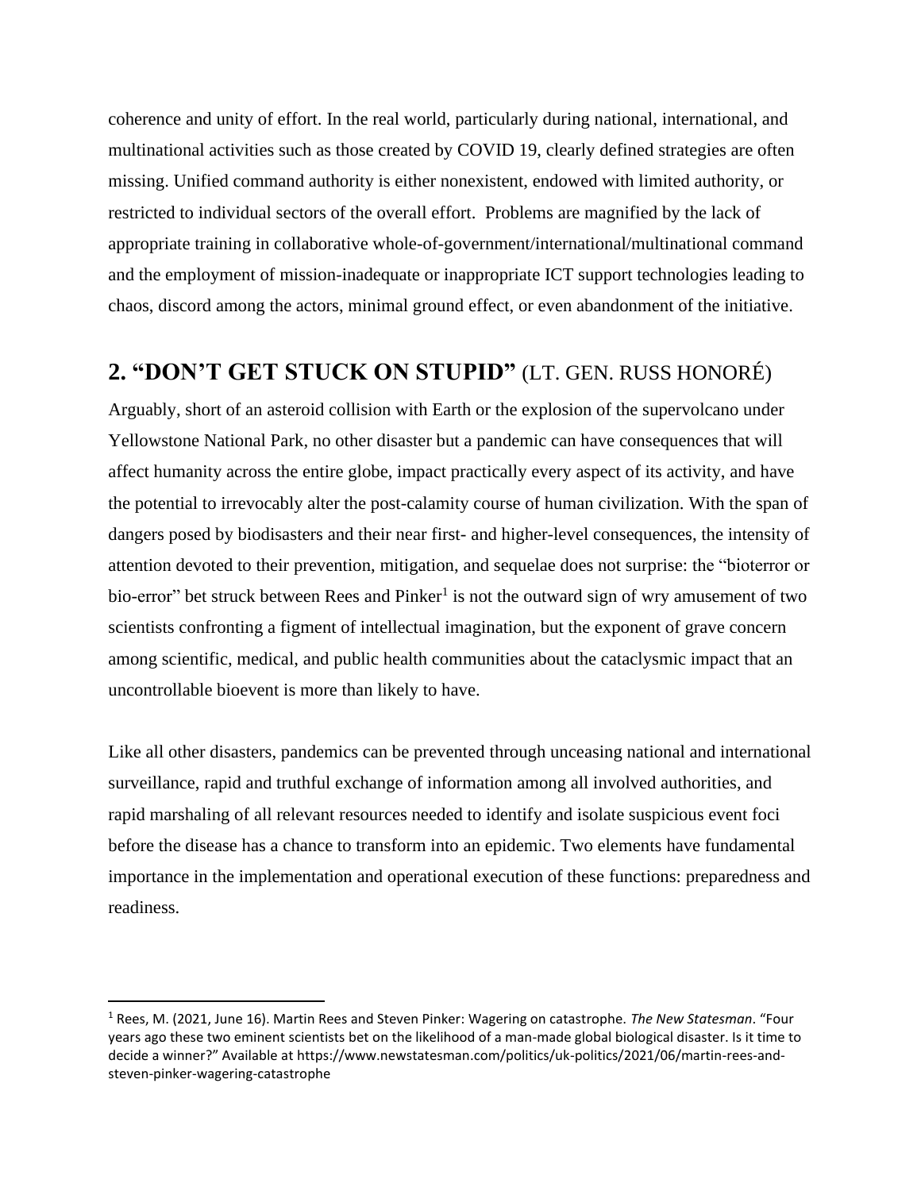coherence and unity of effort. In the real world, particularly during national, international, and multinational activities such as those created by COVID 19, clearly defined strategies are often missing. Unified command authority is either nonexistent, endowed with limited authority, or restricted to individual sectors of the overall effort. Problems are magnified by the lack of appropriate training in collaborative whole-of-government/international/multinational command and the employment of mission-inadequate or inappropriate ICT support technologies leading to chaos, discord among the actors, minimal ground effect, or even abandonment of the initiative.

## 2. "DON'T GET STUCK ON STUPID" (LT. GEN. RUSS HONORÉ)

Arguably, short of an asteroid collision with Earth or the explosion of the supervolcano under Yellowstone National Park, no other disaster but a pandemic can have consequences that will affect humanity across the entire globe, impact practically every aspect of its activity, and have the potential to irrevocably alter the post-calamity course of human civilization. With the span of dangers posed by biodisasters and their near first- and higher-level consequences, the intensity of attention devoted to their prevention, mitigation, and sequelae does not surprise: the "bioterror or bio-error" bet struck between Rees and Pinker[1] is not the outward sign of wry amusement of two scientists confronting a figment of intellectual imagination, but the exponent of grave concern among scientific, medical, and public health communities about the cataclysmic impact that an uncontrollable bioevent is more than likely to have.

Like all other disasters, pandemics can be prevented through unceasing national and international surveillance, rapid and truthful exchange of information among all involved authorities, and rapid marshaling of all relevant resources needed to identify and isolate suspicious event foci before the disease has a chance to transform into an epidemic. Two elements have fundamental importance in the implementation and operational execution of these functions: preparedness and readiness.

---

[1] Rees, M. (2021, June 16). Martin Rees and Steven Pinker: Wagering on catastrophe. *The New Statesman*. "Four years ago these two eminent scientists bet on the likelihood of a man-made global biological disaster. Is it time to decide a winner?" Available at https://www.newstatesman.com/politics/uk-politics/2021/06/martin-rees-and-steven-pinker-wagering-catastrophe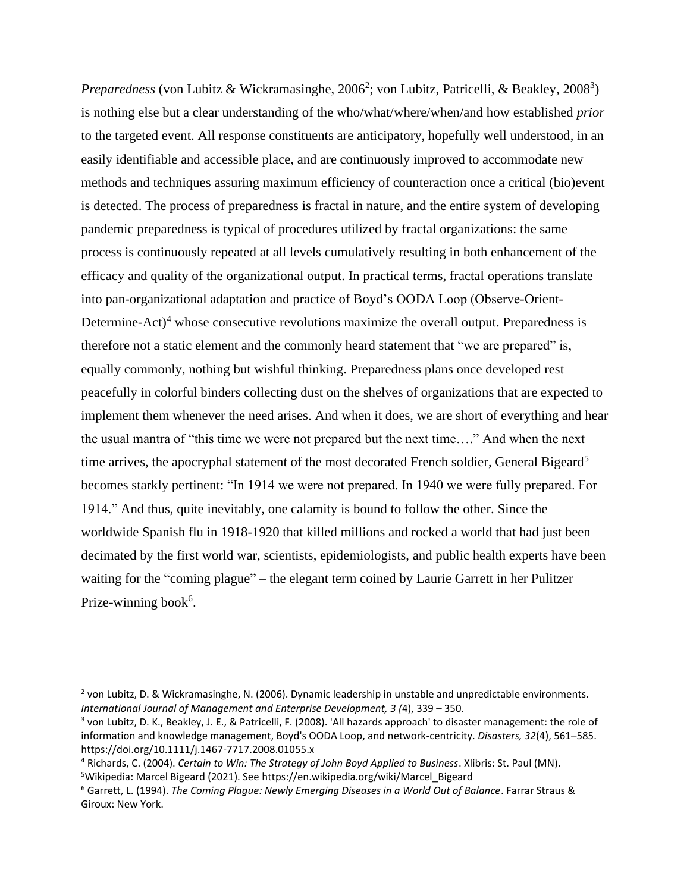*Preparedness* (von Lubitz & Wickramasinghe, 2006[2]; von Lubitz, Patricelli, & Beakley, 2008[3]) is nothing else but a clear understanding of the who/what/where/when/and how established *prior* to the targeted event. All response constituents are anticipatory, hopefully well understood, in an easily identifiable and accessible place, and are continuously improved to accommodate new methods and techniques assuring maximum efficiency of counteraction once a critical (bio)event is detected. The process of preparedness is fractal in nature, and the entire system of developing pandemic preparedness is typical of procedures utilized by fractal organizations: the same process is continuously repeated at all levels cumulatively resulting in both enhancement of the efficacy and quality of the organizational output. In practical terms, fractal operations translate into pan-organizational adaptation and practice of Boyd's OODA Loop (Observe-Orient-Determine-Act)[4] whose consecutive revolutions maximize the overall output. Preparedness is therefore not a static element and the commonly heard statement that "we are prepared" is, equally commonly, nothing but wishful thinking. Preparedness plans once developed rest peacefully in colorful binders collecting dust on the shelves of organizations that are expected to implement them whenever the need arises. And when it does, we are short of everything and hear the usual mantra of "this time we were not prepared but the next time…." And when the next time arrives, the apocryphal statement of the most decorated French soldier, General Bigeard[5] becomes starkly pertinent: "In 1914 we were not prepared. In 1940 we were fully prepared. For 1914." And thus, quite inevitably, one calamity is bound to follow the other. Since the worldwide Spanish flu in 1918-1920 that killed millions and rocked a world that had just been decimated by the first world war, scientists, epidemiologists, and public health experts have been waiting for the "coming plague" – the elegant term coined by Laurie Garrett in her Pulitzer Prize-winning book[6].

---

[2] von Lubitz, D. & Wickramasinghe, N. (2006). Dynamic leadership in unstable and unpredictable environments. *International Journal of Management and Enterprise Development, 3 (*4), 339 – 350.

[3] von Lubitz, D. K., Beakley, J. E., & Patricelli, F. (2008). 'All hazards approach' to disaster management: the role of information and knowledge management, Boyd's OODA Loop, and network-centricity. *Disasters, 32*(4), 561–585. https://doi.org/10.1111/j.1467-7717.2008.01055.x

[4] Richards, C. (2004). *Certain to Win: The Strategy of John Boyd Applied to Business*. Xlibris: St. Paul (MN).

[5] Wikipedia: Marcel Bigeard (2021). See https://en.wikipedia.org/wiki/Marcel_Bigeard

[6] Garrett, L. (1994). *The Coming Plague: Newly Emerging Diseases in a World Out of Balance*. Farrar Straus & Giroux: New York.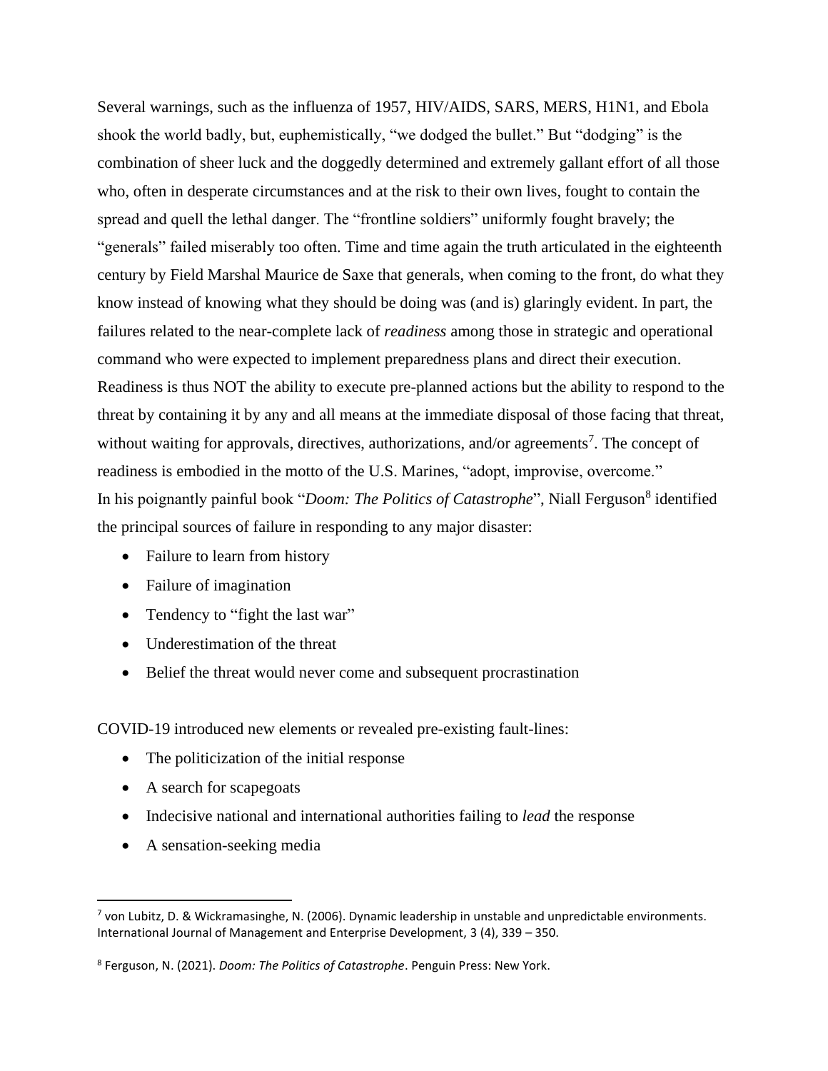Several warnings, such as the influenza of 1957, HIV/AIDS, SARS, MERS, H1N1, and Ebola shook the world badly, but, euphemistically, "we dodged the bullet." But "dodging" is the combination of sheer luck and the doggedly determined and extremely gallant effort of all those who, often in desperate circumstances and at the risk to their own lives, fought to contain the spread and quell the lethal danger. The "frontline soldiers" uniformly fought bravely; the "generals" failed miserably too often. Time and time again the truth articulated in the eighteenth century by Field Marshal Maurice de Saxe that generals, when coming to the front, do what they know instead of knowing what they should be doing was (and is) glaringly evident. In part, the failures related to the near-complete lack of *readiness* among those in strategic and operational command who were expected to implement preparedness plans and direct their execution. Readiness is thus NOT the ability to execute pre-planned actions but the ability to respond to the threat by containing it by any and all means at the immediate disposal of those facing that threat, without waiting for approvals, directives, authorizations, and/or agreements[7]. The concept of readiness is embodied in the motto of the U.S. Marines, "adopt, improvise, overcome."

In his poignantly painful book "*Doom: The Politics of Catastrophe*", Niall Ferguson[8] identified the principal sources of failure in responding to any major disaster:

- Failure to learn from history
- Failure of imagination
- Tendency to "fight the last war"
- Underestimation of the threat
- Belief the threat would never come and subsequent procrastination

COVID-19 introduced new elements or revealed pre-existing fault-lines:

- The politicization of the initial response
- A search for scapegoats
- Indecisive national and international authorities failing to *lead* the response
- A sensation-seeking media

[7] von Lubitz, D. & Wickramasinghe, N. (2006). Dynamic leadership in unstable and unpredictable environments. International Journal of Management and Enterprise Development, 3 (4), 339 – 350.

[8] Ferguson, N. (2021). *Doom: The Politics of Catastrophe*. Penguin Press: New York.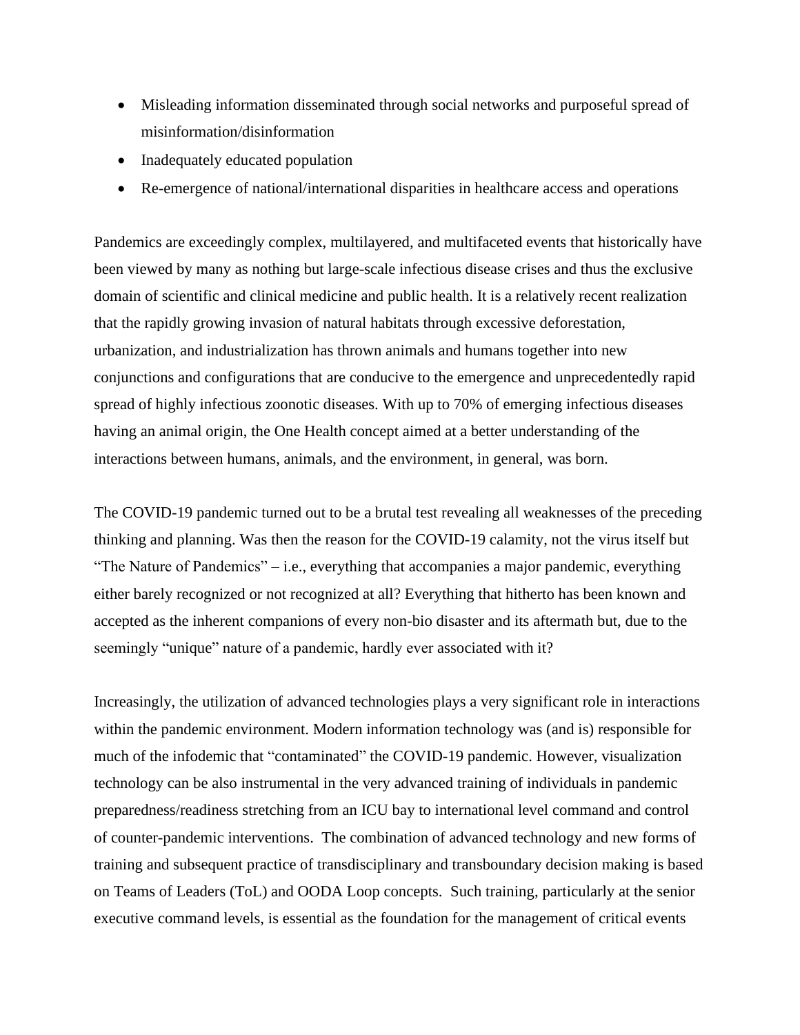- Misleading information disseminated through social networks and purposeful spread of misinformation/disinformation
- Inadequately educated population
- Re-emergence of national/international disparities in healthcare access and operations

Pandemics are exceedingly complex, multilayered, and multifaceted events that historically have been viewed by many as nothing but large-scale infectious disease crises and thus the exclusive domain of scientific and clinical medicine and public health. It is a relatively recent realization that the rapidly growing invasion of natural habitats through excessive deforestation, urbanization, and industrialization has thrown animals and humans together into new conjunctions and configurations that are conducive to the emergence and unprecedentedly rapid spread of highly infectious zoonotic diseases. With up to 70% of emerging infectious diseases having an animal origin, the One Health concept aimed at a better understanding of the interactions between humans, animals, and the environment, in general, was born.

The COVID-19 pandemic turned out to be a brutal test revealing all weaknesses of the preceding thinking and planning. Was then the reason for the COVID-19 calamity, not the virus itself but "The Nature of Pandemics" – i.e., everything that accompanies a major pandemic, everything either barely recognized or not recognized at all? Everything that hitherto has been known and accepted as the inherent companions of every non-bio disaster and its aftermath but, due to the seemingly "unique" nature of a pandemic, hardly ever associated with it?

Increasingly, the utilization of advanced technologies plays a very significant role in interactions within the pandemic environment. Modern information technology was (and is) responsible for much of the infodemic that "contaminated" the COVID-19 pandemic. However, visualization technology can be also instrumental in the very advanced training of individuals in pandemic preparedness/readiness stretching from an ICU bay to international level command and control of counter-pandemic interventions. The combination of advanced technology and new forms of training and subsequent practice of transdisciplinary and transboundary decision making is based on Teams of Leaders (ToL) and OODA Loop concepts. Such training, particularly at the senior executive command levels, is essential as the foundation for the management of critical events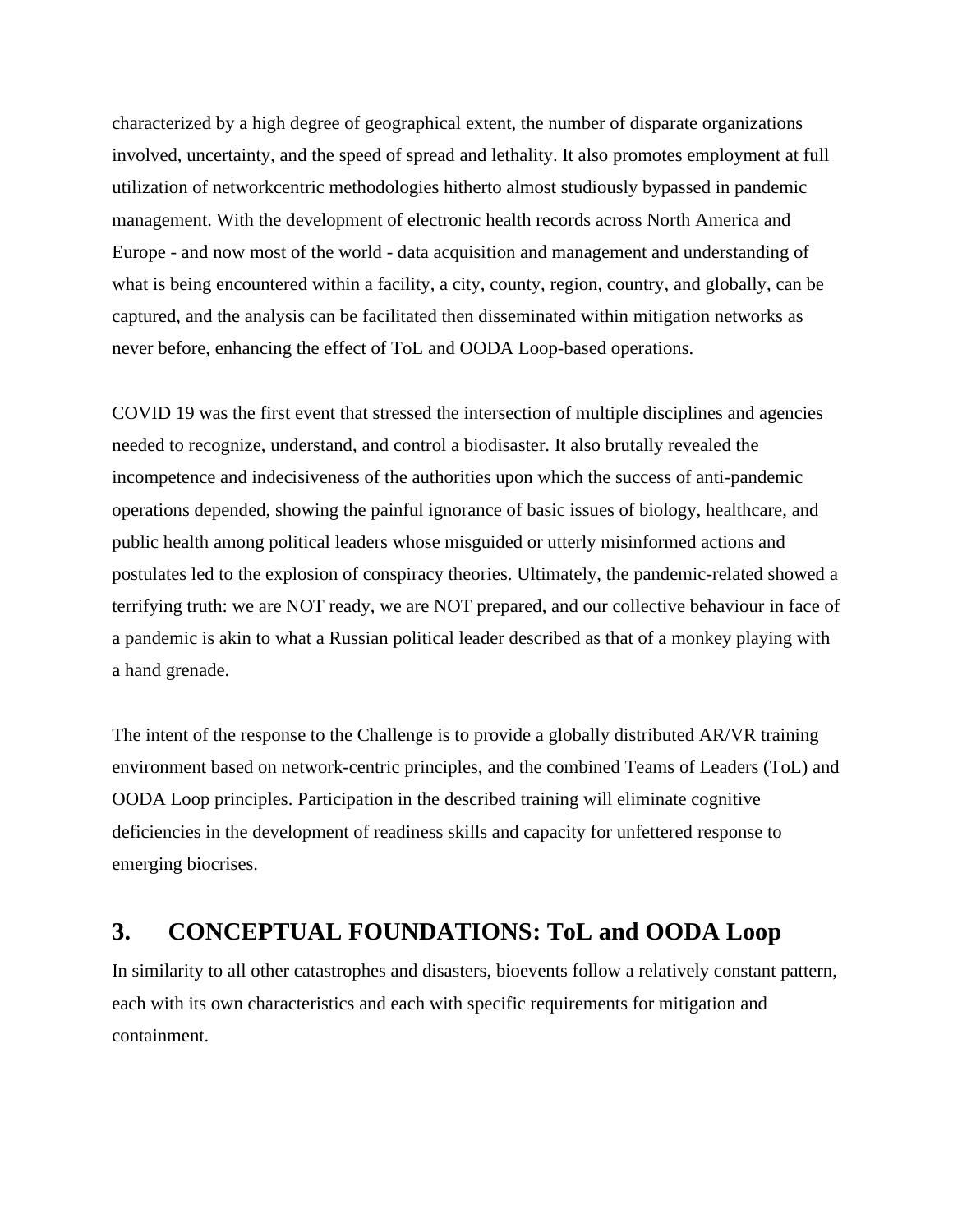characterized by a high degree of geographical extent, the number of disparate organizations involved, uncertainty, and the speed of spread and lethality. It also promotes employment at full utilization of networkcentric methodologies hitherto almost studiously bypassed in pandemic management. With the development of electronic health records across North America and Europe - and now most of the world - data acquisition and management and understanding of what is being encountered within a facility, a city, county, region, country, and globally, can be captured, and the analysis can be facilitated then disseminated within mitigation networks as never before, enhancing the effect of ToL and OODA Loop-based operations.

COVID 19 was the first event that stressed the intersection of multiple disciplines and agencies needed to recognize, understand, and control a biodisaster. It also brutally revealed the incompetence and indecisiveness of the authorities upon which the success of anti-pandemic operations depended, showing the painful ignorance of basic issues of biology, healthcare, and public health among political leaders whose misguided or utterly misinformed actions and postulates led to the explosion of conspiracy theories. Ultimately, the pandemic-related showed a terrifying truth: we are NOT ready, we are NOT prepared, and our collective behaviour in face of a pandemic is akin to what a Russian political leader described as that of a monkey playing with a hand grenade.

The intent of the response to the Challenge is to provide a globally distributed AR/VR training environment based on network-centric principles, and the combined Teams of Leaders (ToL) and OODA Loop principles. Participation in the described training will eliminate cognitive deficiencies in the development of readiness skills and capacity for unfettered response to emerging biocrises.

## 3. CONCEPTUAL FOUNDATIONS: ToL and OODA Loop

In similarity to all other catastrophes and disasters, bioevents follow a relatively constant pattern, each with its own characteristics and each with specific requirements for mitigation and containment.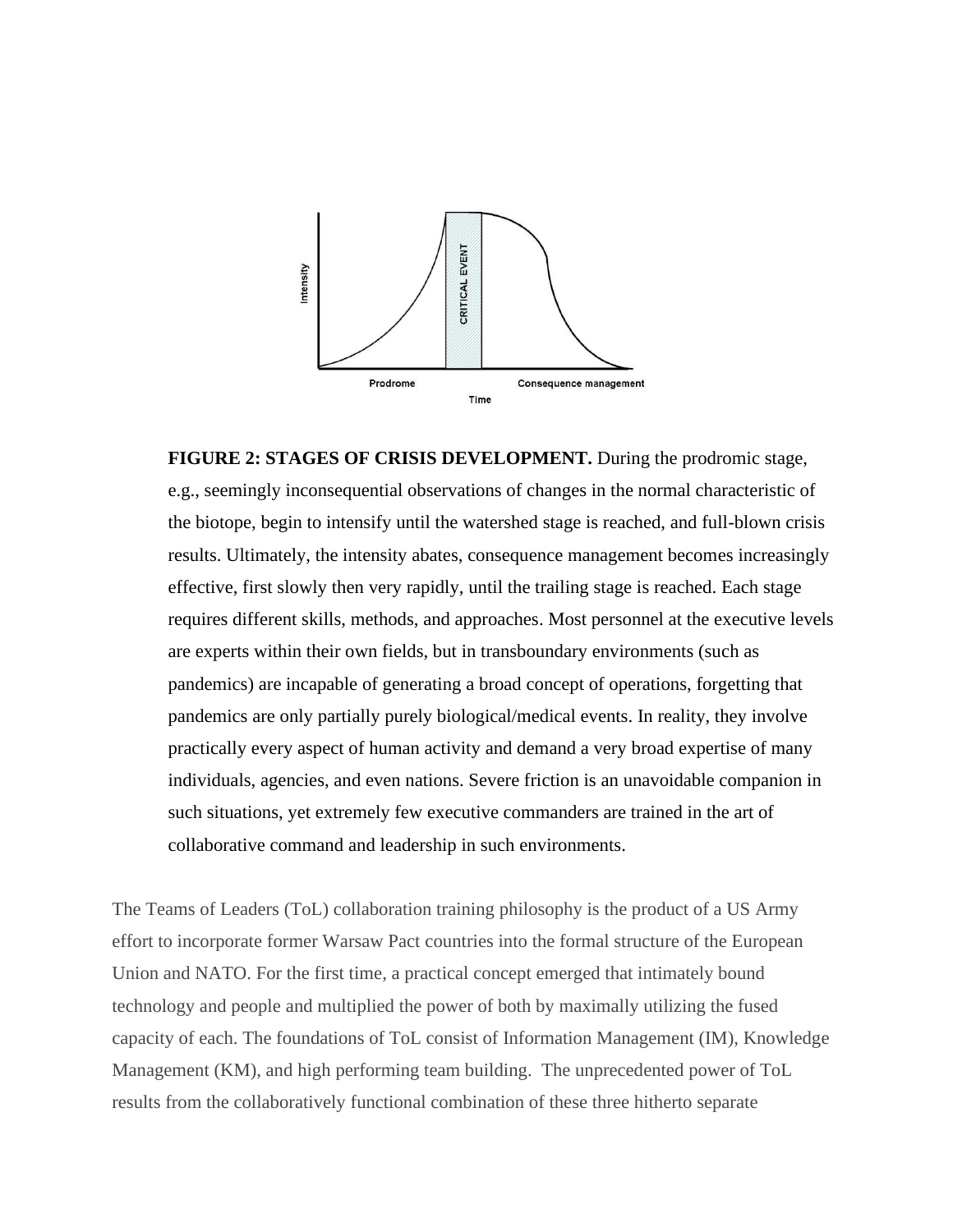**FIGURE 2: STAGES OF CRISIS DEVELOPMENT.** During the prodromic stage, e.g., seemingly inconsequential observations of changes in the normal characteristic of the biotope, begin to intensify until the watershed stage is reached, and full-blown crisis results. Ultimately, the intensity abates, consequence management becomes increasingly effective, first slowly then very rapidly, until the trailing stage is reached. Each stage requires different skills, methods, and approaches. Most personnel at the executive levels are experts within their own fields, but in transboundary environments (such as pandemics) are incapable of generating a broad concept of operations, forgetting that pandemics are only partially purely biological/medical events. In reality, they involve practically every aspect of human activity and demand a very broad expertise of many individuals, agencies, and even nations. Severe friction is an unavoidable companion in such situations, yet extremely few executive commanders are trained in the art of collaborative command and leadership in such environments.

The Teams of Leaders (ToL) collaboration training philosophy is the product of a US Army effort to incorporate former Warsaw Pact countries into the formal structure of the European Union and NATO. For the first time, a practical concept emerged that intimately bound technology and people and multiplied the power of both by maximally utilizing the fused capacity of each. The foundations of ToL consist of Information Management (IM), Knowledge Management (KM), and high performing team building. The unprecedented power of ToL results from the collaboratively functional combination of these three hitherto separate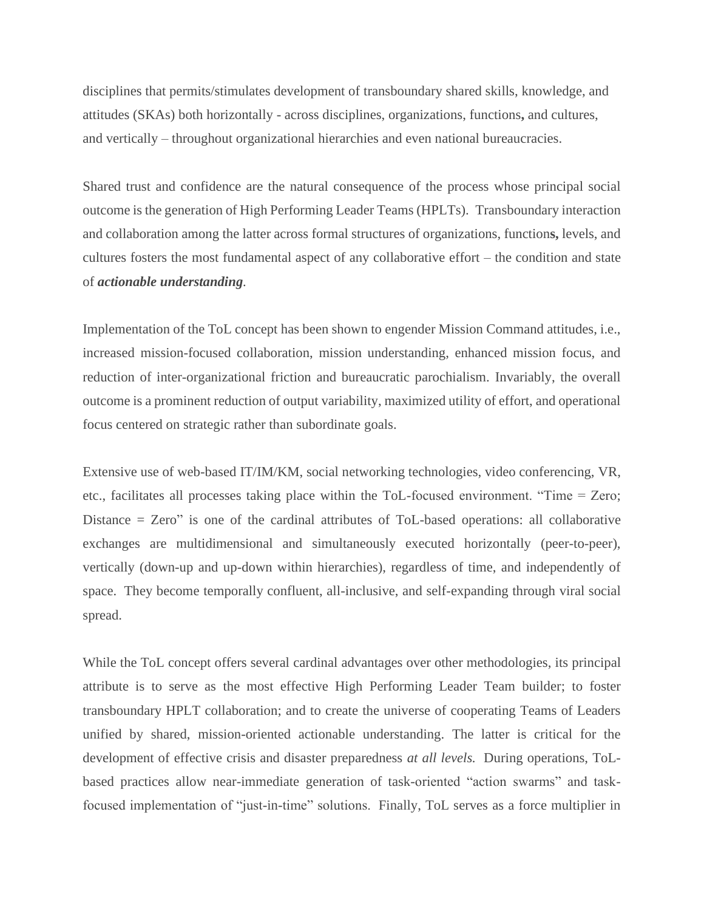disciplines that permits/stimulates development of transboundary shared skills, knowledge, and attitudes (SKAs) both horizontally - across disciplines, organizations, functions**,** and cultures, and vertically – throughout organizational hierarchies and even national bureaucracies.

Shared trust and confidence are the natural consequence of the process whose principal social outcome is the generation of High Performing Leader Teams (HPLTs). Transboundary interaction and collaboration among the latter across formal structures of organizations, function**s,** levels, and cultures fosters the most fundamental aspect of any collaborative effort – the condition and state of ***actionable understanding***.

Implementation of the ToL concept has been shown to engender Mission Command attitudes, i.e., increased mission-focused collaboration, mission understanding, enhanced mission focus, and reduction of inter-organizational friction and bureaucratic parochialism. Invariably, the overall outcome is a prominent reduction of output variability, maximized utility of effort, and operational focus centered on strategic rather than subordinate goals.

Extensive use of web-based IT/IM/KM, social networking technologies, video conferencing, VR, etc., facilitates all processes taking place within the ToL-focused environment. "Time = Zero; Distance = Zero" is one of the cardinal attributes of ToL-based operations: all collaborative exchanges are multidimensional and simultaneously executed horizontally (peer-to-peer), vertically (down-up and up-down within hierarchies), regardless of time, and independently of space. They become temporally confluent, all-inclusive, and self-expanding through viral social spread.

While the ToL concept offers several cardinal advantages over other methodologies, its principal attribute is to serve as the most effective High Performing Leader Team builder; to foster transboundary HPLT collaboration; and to create the universe of cooperating Teams of Leaders unified by shared, mission-oriented actionable understanding. The latter is critical for the development of effective crisis and disaster preparedness *at all levels.* During operations, ToL-based practices allow near-immediate generation of task-oriented "action swarms" and task-focused implementation of "just-in-time" solutions. Finally, ToL serves as a force multiplier in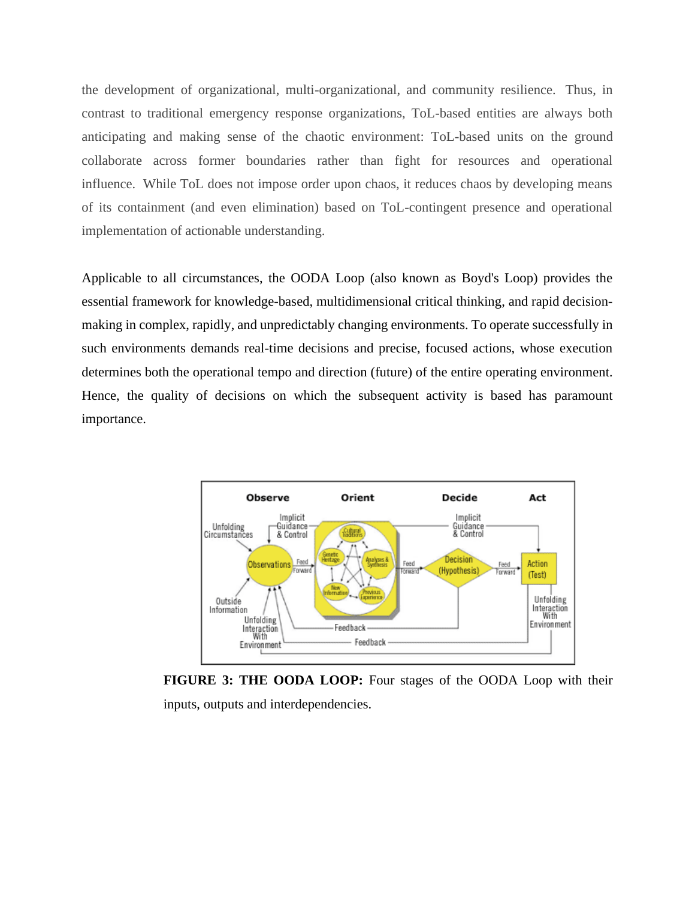the development of organizational, multi-organizational, and community resilience. Thus, in contrast to traditional emergency response organizations, ToL-based entities are always both anticipating and making sense of the chaotic environment: ToL-based units on the ground collaborate across former boundaries rather than fight for resources and operational influence. While ToL does not impose order upon chaos, it reduces chaos by developing means of its containment (and even elimination) based on ToL-contingent presence and operational implementation of actionable understanding.

Applicable to all circumstances, the OODA Loop (also known as Boyd's Loop) provides the essential framework for knowledge-based, multidimensional critical thinking, and rapid decision-making in complex, rapidly, and unpredictably changing environments. To operate successfully in such environments demands real-time decisions and precise, focused actions, whose execution determines both the operational tempo and direction (future) of the entire operating environment. Hence, the quality of decisions on which the subsequent activity is based has paramount importance.

**FIGURE 3: THE OODA LOOP:** Four stages of the OODA Loop with their inputs, outputs and interdependencies.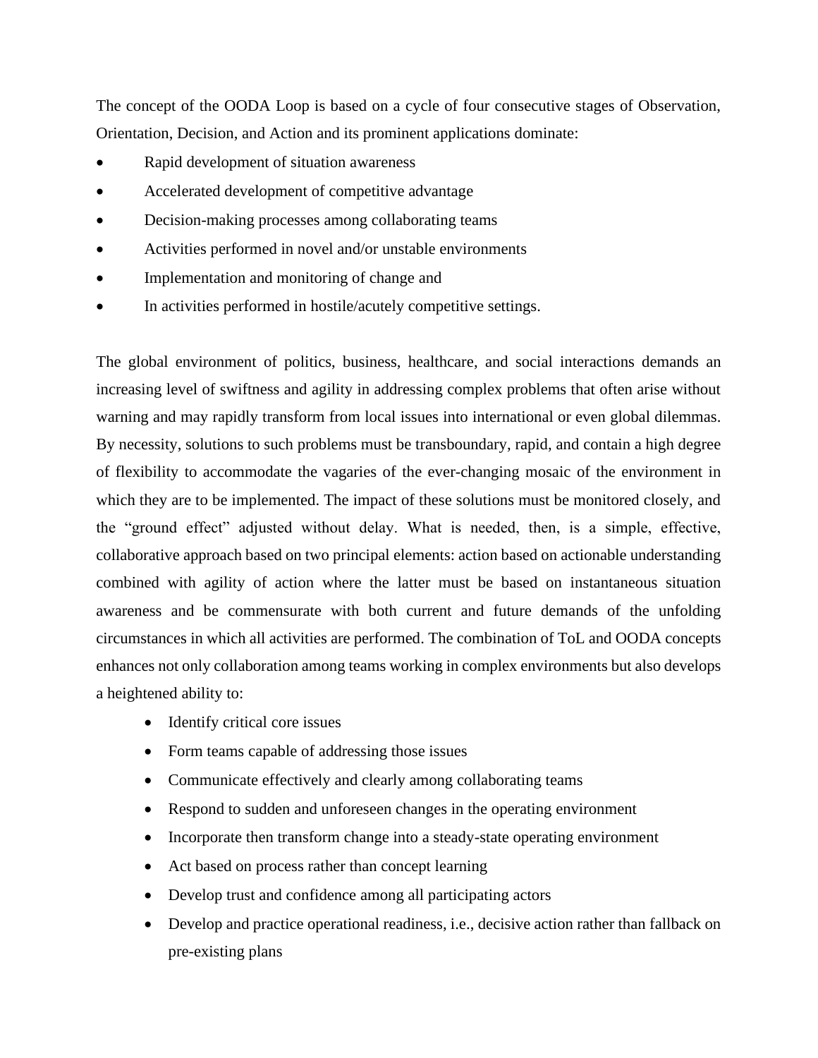The concept of the OODA Loop is based on a cycle of four consecutive stages of Observation, Orientation, Decision, and Action and its prominent applications dominate:

- Rapid development of situation awareness
- Accelerated development of competitive advantage
- Decision-making processes among collaborating teams
- Activities performed in novel and/or unstable environments
- Implementation and monitoring of change and
- In activities performed in hostile/acutely competitive settings.

The global environment of politics, business, healthcare, and social interactions demands an increasing level of swiftness and agility in addressing complex problems that often arise without warning and may rapidly transform from local issues into international or even global dilemmas. By necessity, solutions to such problems must be transboundary, rapid, and contain a high degree of flexibility to accommodate the vagaries of the ever-changing mosaic of the environment in which they are to be implemented. The impact of these solutions must be monitored closely, and the "ground effect" adjusted without delay. What is needed, then, is a simple, effective, collaborative approach based on two principal elements: action based on actionable understanding combined with agility of action where the latter must be based on instantaneous situation awareness and be commensurate with both current and future demands of the unfolding circumstances in which all activities are performed. The combination of ToL and OODA concepts enhances not only collaboration among teams working in complex environments but also develops a heightened ability to:

- Identify critical core issues
- Form teams capable of addressing those issues
- Communicate effectively and clearly among collaborating teams
- Respond to sudden and unforeseen changes in the operating environment
- Incorporate then transform change into a steady-state operating environment
- Act based on process rather than concept learning
- Develop trust and confidence among all participating actors
- Develop and practice operational readiness, i.e., decisive action rather than fallback on pre-existing plans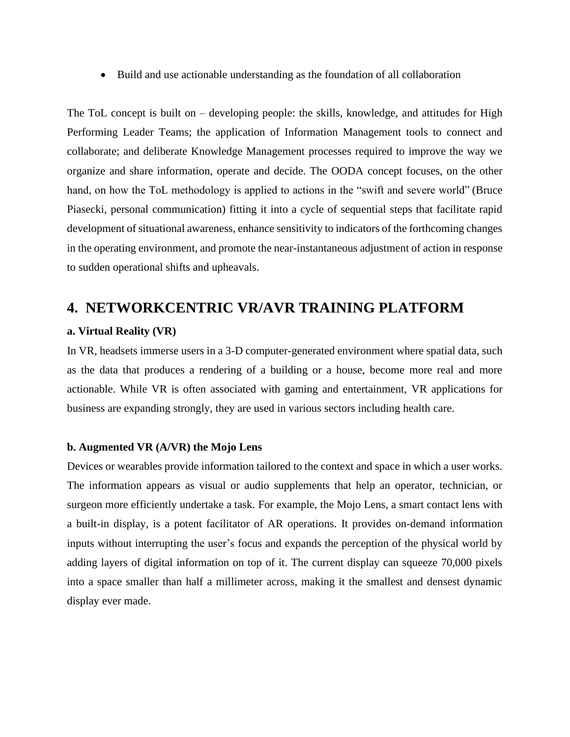- Build and use actionable understanding as the foundation of all collaboration

The ToL concept is built on – developing people: the skills, knowledge, and attitudes for High Performing Leader Teams; the application of Information Management tools to connect and collaborate; and deliberate Knowledge Management processes required to improve the way we organize and share information, operate and decide. The OODA concept focuses, on the other hand, on how the ToL methodology is applied to actions in the "swift and severe world" (Bruce Piasecki, personal communication) fitting it into a cycle of sequential steps that facilitate rapid development of situational awareness, enhance sensitivity to indicators of the forthcoming changes in the operating environment, and promote the near-instantaneous adjustment of action in response to sudden operational shifts and upheavals.

## 4. NETWORKCENTRIC VR/AVR TRAINING PLATFORM

### a. Virtual Reality (VR)

In VR, headsets immerse users in a 3-D computer-generated environment where spatial data, such as the data that produces a rendering of a building or a house, become more real and more actionable. While VR is often associated with gaming and entertainment, VR applications for business are expanding strongly, they are used in various sectors including health care.

### b. Augmented VR (A/VR) the Mojo Lens

Devices or wearables provide information tailored to the context and space in which a user works. The information appears as visual or audio supplements that help an operator, technician, or surgeon more efficiently undertake a task. For example, the Mojo Lens, a smart contact lens with a built-in display, is a potent facilitator of AR operations. It provides on-demand information inputs without interrupting the user's focus and expands the perception of the physical world by adding layers of digital information on top of it. The current display can squeeze 70,000 pixels into a space smaller than half a millimeter across, making it the smallest and densest dynamic display ever made.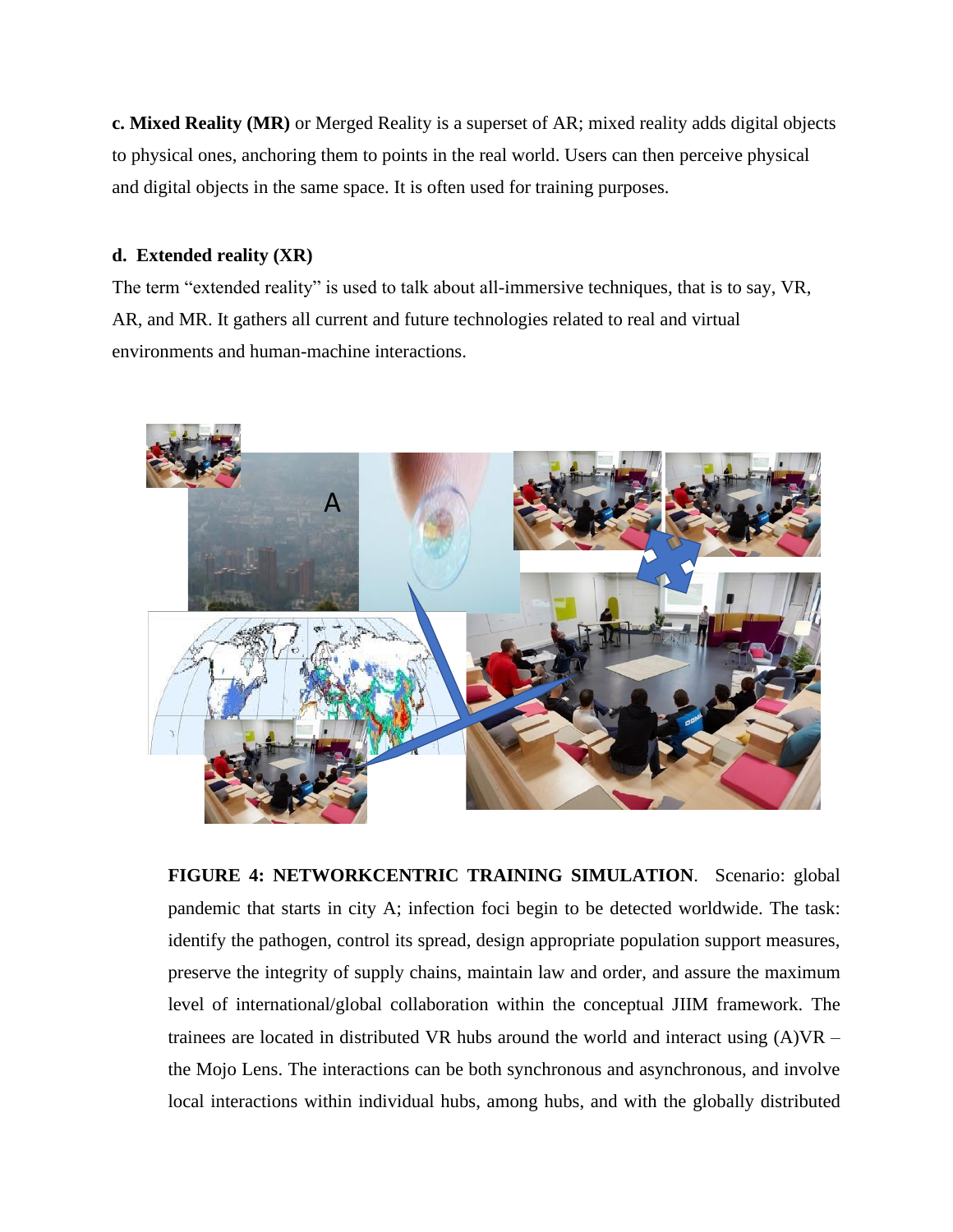**c. Mixed Reality (MR)** or Merged Reality is a superset of AR; mixed reality adds digital objects to physical ones, anchoring them to points in the real world. Users can then perceive physical and digital objects in the same space. It is often used for training purposes.

**d. Extended reality (XR)**

The term "extended reality" is used to talk about all-immersive techniques, that is to say, VR, AR, and MR. It gathers all current and future technologies related to real and virtual environments and human-machine interactions.

**FIGURE 4: NETWORKCENTRIC TRAINING SIMULATION**. Scenario: global pandemic that starts in city A; infection foci begin to be detected worldwide. The task: identify the pathogen, control its spread, design appropriate population support measures, preserve the integrity of supply chains, maintain law and order, and assure the maximum level of international/global collaboration within the conceptual JIIM framework. The trainees are located in distributed VR hubs around the world and interact using (A)VR – the Mojo Lens. The interactions can be both synchronous and asynchronous, and involve local interactions within individual hubs, among hubs, and with the globally distributed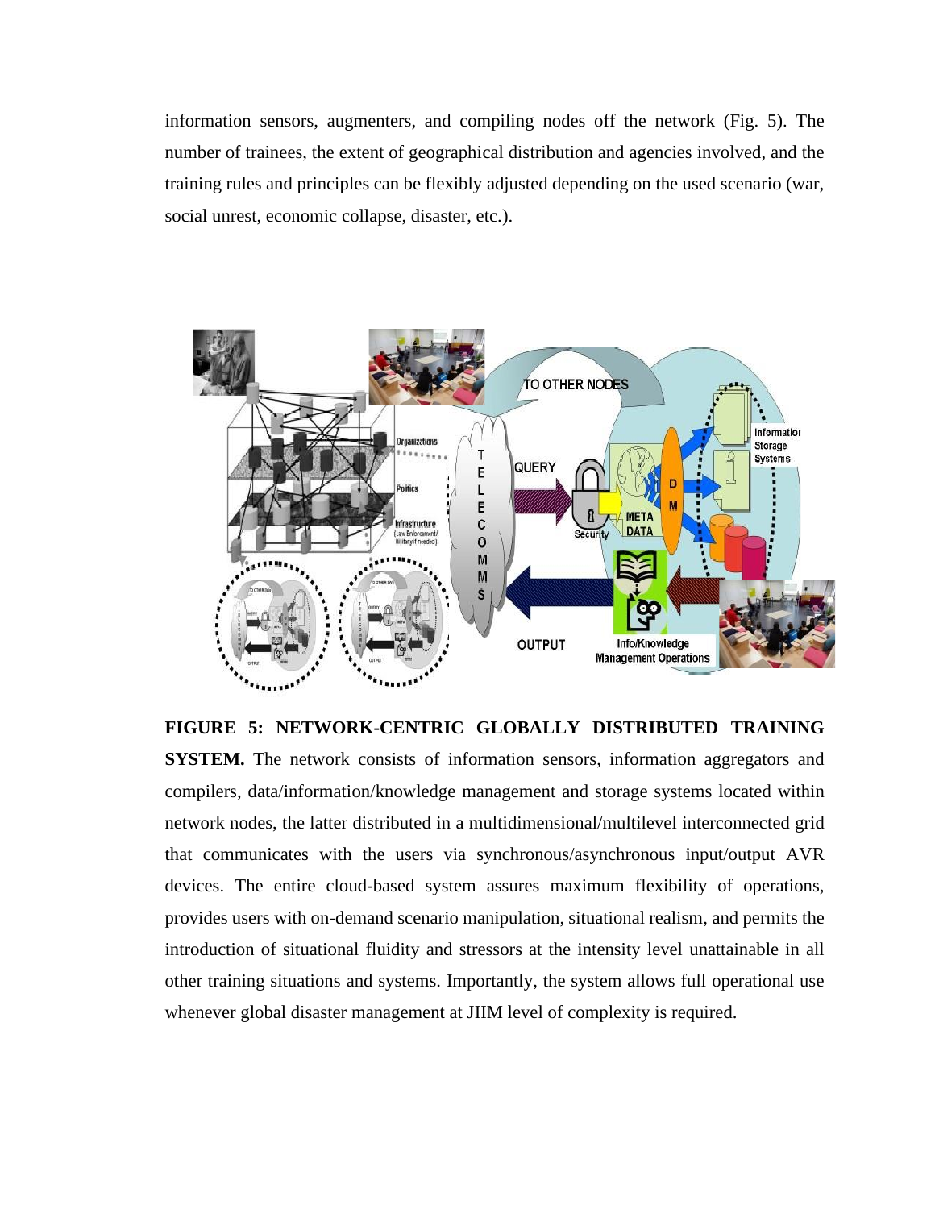information sensors, augmenters, and compiling nodes off the network (Fig. 5). The number of trainees, the extent of geographical distribution and agencies involved, and the training rules and principles can be flexibly adjusted depending on the used scenario (war, social unrest, economic collapse, disaster, etc.).

**FIGURE 5: NETWORK-CENTRIC GLOBALLY DISTRIBUTED TRAINING SYSTEM.** The network consists of information sensors, information aggregators and compilers, data/information/knowledge management and storage systems located within network nodes, the latter distributed in a multidimensional/multilevel interconnected grid that communicates with the users via synchronous/asynchronous input/output AVR devices. The entire cloud-based system assures maximum flexibility of operations, provides users with on-demand scenario manipulation, situational realism, and permits the introduction of situational fluidity and stressors at the intensity level unattainable in all other training situations and systems. Importantly, the system allows full operational use whenever global disaster management at JIIM level of complexity is required.